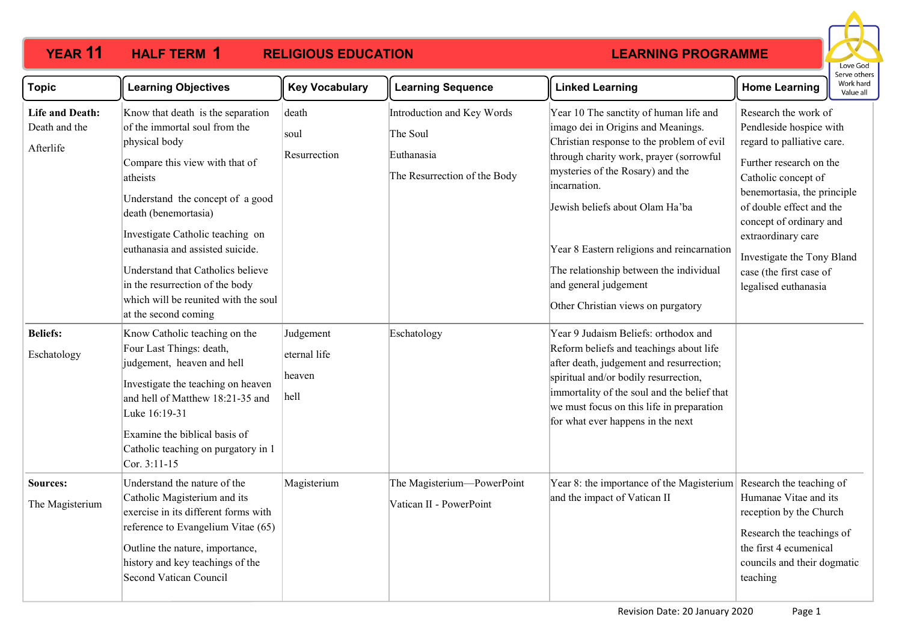# YEAR 11 HALF TERM 1 RELIGIOUS EDUCATION LEARNING PROGRAMME

Love God
Serve others
Work hard
Value all

| Topic | Learning Objectives | Key Vocabulary | Learning Sequence | Linked Learning | Home Learning |
|---|---|---|---|---|---|
| **Life and Death:** Death and the Afterlife | Know that death is the separation of the immortal soul from the physical body<br><br>Compare this view with that of atheists<br><br>Understand the concept of a good death (benemortasia)<br><br>Investigate Catholic teaching on euthanasia and assisted suicide.<br><br>Understand that Catholics believe in the resurrection of the body which will be reunited with the soul at the second coming | death<br><br>soul<br><br>Resurrection | Introduction and Key Words<br><br>The Soul<br><br>Euthanasia<br><br>The Resurrection of the Body | Year 10 The sanctity of human life and imago dei in Origins and Meanings. Christian response to the problem of evil through charity work, prayer (sorrowful mysteries of the Rosary) and the incarnation.<br><br>Jewish beliefs about Olam Ha'ba<br><br>Year 8 Eastern religions and reincarnation<br><br>The relationship between the individual and general judgement<br><br>Other Christian views on purgatory | Research the work of Pendleside hospice with regard to palliative care.<br><br>Further research on the Catholic concept of benemortasia, the principle of double effect and the concept of ordinary and extraordinary care<br><br>Investigate the Tony Bland case (the first case of legalised euthanasia |
| **Beliefs:** Eschatology | Know Catholic teaching on the Four Last Things: death, judgement, heaven and hell<br><br>Investigate the teaching on heaven and hell of Matthew 18:21-35 and Luke 16:19-31<br><br>Examine the biblical basis of Catholic teaching on purgatory in 1 Cor. 3:11-15 | Judgement<br><br>eternal life<br><br>heaven<br><br>hell | Eschatology | Year 9 Judaism Beliefs: orthodox and Reform beliefs and teachings about life after death, judgement and resurrection; spiritual and/or bodily resurrection, immortality of the soul and the belief that we must focus on this life in preparation for what ever happens in the next | |
| **Sources:** The Magisterium | Understand the nature of the Catholic Magisterium and its exercise in its different forms with reference to Evangelium Vitae (65)<br><br>Outline the nature, importance, history and key teachings of the Second Vatican Council | Magisterium | The Magisterium—PowerPoint<br><br>Vatican II - PowerPoint | Year 8: the importance of the Magisterium and the impact of Vatican II | Research the teaching of Humanae Vitae and its reception by the Church<br><br>Research the teachings of the first 4 ecumenical councils and their dogmatic teaching |

Revision Date: 20 January 2020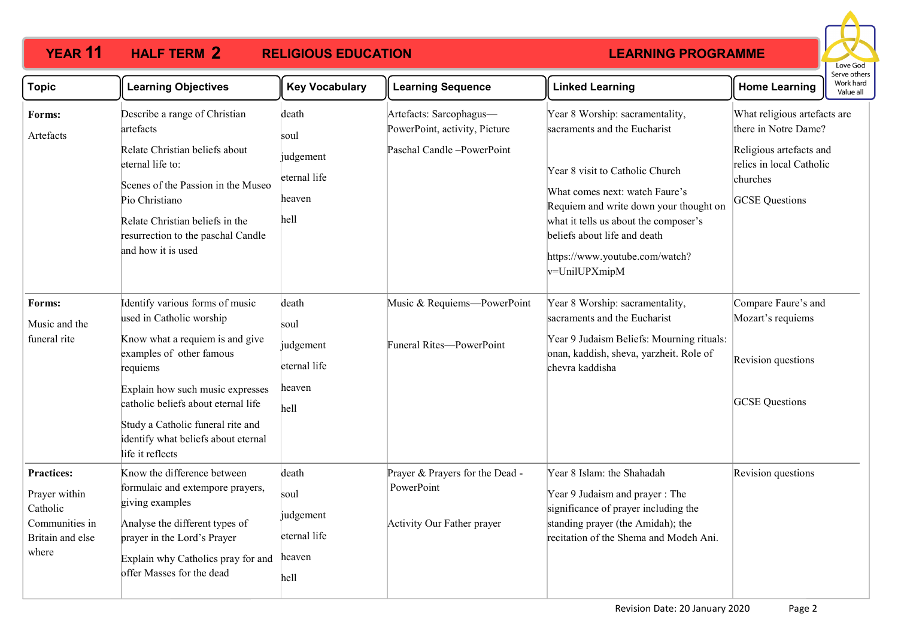# YEAR 11 HALF TERM 2 RELIGIOUS EDUCATION LEARNING PROGRAMME

Love God
Serve others
Work hard
Value all

| Topic | Learning Objectives | Key Vocabulary | Learning Sequence | Linked Learning | Home Learning |
|---|---|---|---|---|---|
| **Forms:** Artefacts | Describe a range of Christian artefacts<br>Relate Christian beliefs about eternal life to:<br>Scenes of the Passion in the Museo Pio Christiano<br>Relate Christian beliefs in the resurrection to the paschal Candle and how it is used | death<br>soul<br>judgement<br>eternal life<br>heaven<br>hell | Artefacts: Sarcophagus—PowerPoint, activity, Picture<br>Paschal Candle –PowerPoint | Year 8 Worship: sacramentality, sacraments and the Eucharist<br>Year 8 visit to Catholic Church<br>What comes next: watch Faure's Requiem and write down your thought on what it tells us about the composer's beliefs about life and death<br>https://www.youtube.com/watch?v=UnilUPXmipM | What religious artefacts are there in Notre Dame?<br>Religious artefacts and relics in local Catholic churches<br>GCSE Questions |
| **Forms:** Music and the funeral rite | Identify various forms of music used in Catholic worship<br>Know what a requiem is and give examples of other famous requiems<br>Explain how such music expresses catholic beliefs about eternal life<br>Study a Catholic funeral rite and identify what beliefs about eternal life it reflects | death<br>soul<br>judgement<br>eternal life<br>heaven<br>hell | Music & Requiems—PowerPoint<br>Funeral Rites—PowerPoint | Year 8 Worship: sacramentality, sacraments and the Eucharist<br>Year 9 Judaism Beliefs: Mourning rituals: onan, kaddish, sheva, yarzheit. Role of chevra kaddisha | Compare Faure's and Mozart's requiems<br>Revision questions<br>GCSE Questions |
| **Practices:** Prayer within Catholic Communities in Britain and else where | Know the difference between formulaic and extempore prayers, giving examples<br>Analyse the different types of prayer in the Lord's Prayer<br>Explain why Catholics pray for and offer Masses for the dead | death<br>soul<br>judgement<br>eternal life<br>heaven<br>hell | Prayer & Prayers for the Dead - PowerPoint<br>Activity Our Father prayer | Year 8 Islam: the Shahadah<br>Year 9 Judaism and prayer : The significance of prayer including the standing prayer (the Amidah); the recitation of the Shema and Modeh Ani. | Revision questions |

Revision Date: 20 January 2020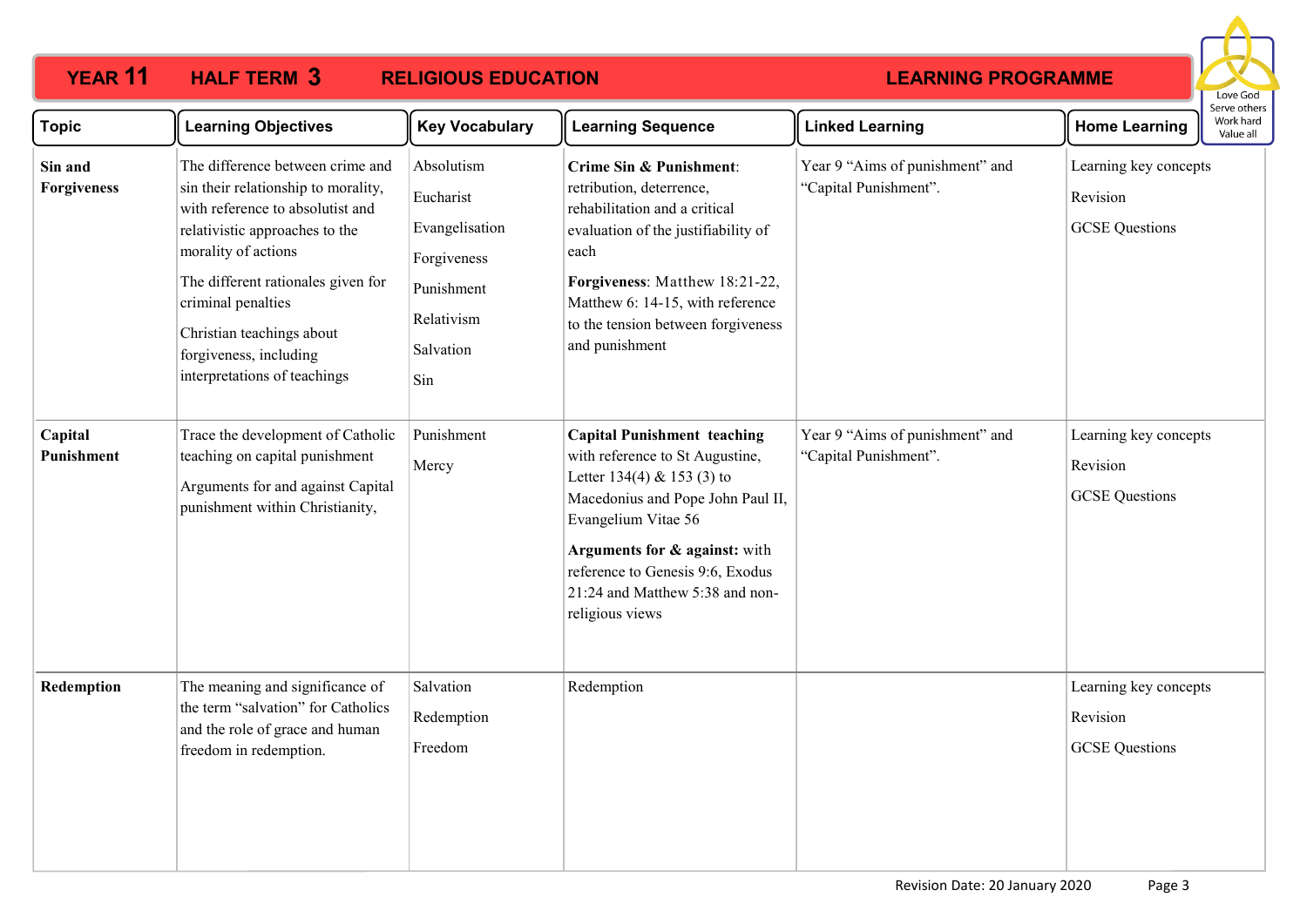# YEAR 11 HALF TERM 3 RELIGIOUS EDUCATION LEARNING PROGRAMME

Love God
Serve others
Work hard
Value all

| Topic | Learning Objectives | Key Vocabulary | Learning Sequence | Linked Learning | Home Learning |
|---|---|---|---|---|---|
| **Sin and Forgiveness** | The difference between crime and sin their relationship to morality, with reference to absolutist and relativistic approaches to the morality of actions<br>The different rationales given for criminal penalties<br>Christian teachings about forgiveness, including interpretations of teachings | Absolutism<br>Eucharist<br>Evangelisation<br>Forgiveness<br>Punishment<br>Relativism<br>Salvation<br>Sin | **Crime Sin & Punishment**: retribution, deterrence, rehabilitation and a critical evaluation of the justifiability of each<br>**Forgiveness**: Matthew 18:21-22, Matthew 6: 14-15, with reference to the tension between forgiveness and punishment | Year 9 "Aims of punishment" and "Capital Punishment". | Learning key concepts<br>Revision<br>GCSE Questions |
| **Capital Punishment** | Trace the development of Catholic teaching on capital punishment<br>Arguments for and against Capital punishment within Christianity, | Punishment<br>Mercy | **Capital Punishment teaching** with reference to St Augustine, Letter 134(4) & 153 (3) to Macedonius and Pope John Paul II, Evangelium Vitae 56<br>**Arguments for & against:** with reference to Genesis 9:6, Exodus 21:24 and Matthew 5:38 and non-religious views | Year 9 "Aims of punishment" and "Capital Punishment". | Learning key concepts<br>Revision<br>GCSE Questions |
| **Redemption** | The meaning and significance of the term "salvation" for Catholics and the role of grace and human freedom in redemption. | Salvation<br>Redemption<br>Freedom | Redemption | | Learning key concepts<br>Revision<br>GCSE Questions |

Revision Date: 20 January 2020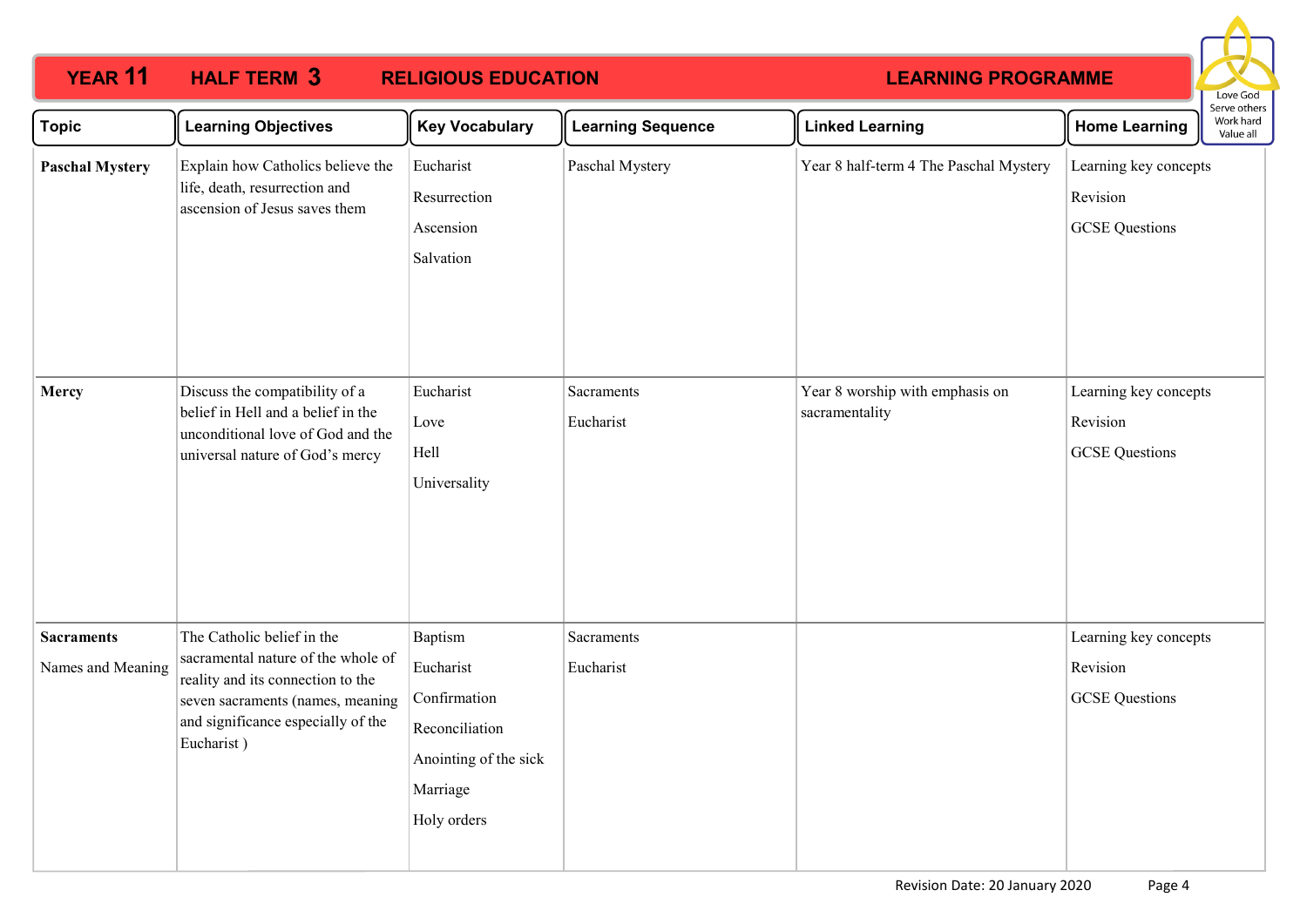# YEAR 11 HALF TERM 3 RELIGIOUS EDUCATION LEARNING PROGRAMME

Love God
Serve others
Work hard
Value all

| Topic | Learning Objectives | Key Vocabulary | Learning Sequence | Linked Learning | Home Learning |
|---|---|---|---|---|---|
| **Paschal Mystery** | Explain how Catholics believe the life, death, resurrection and ascension of Jesus saves them | Eucharist<br>Resurrection<br>Ascension<br>Salvation | Paschal Mystery | Year 8 half-term 4 The Paschal Mystery | Learning key concepts<br>Revision<br>GCSE Questions |
| **Mercy** | Discuss the compatibility of a belief in Hell and a belief in the unconditional love of God and the universal nature of God's mercy | Eucharist<br>Love<br>Hell<br>Universality | Sacraments<br>Eucharist | Year 8 worship with emphasis on sacramentality | Learning key concepts<br>Revision<br>GCSE Questions |
| **Sacraments**<br>Names and Meaning | The Catholic belief in the sacramental nature of the whole of reality and its connection to the seven sacraments (names, meaning and significance especially of the Eucharist ) | Baptism<br>Eucharist<br>Confirmation<br>Reconciliation<br>Anointing of the sick<br>Marriage<br>Holy orders | Sacraments<br>Eucharist | | Learning key concepts<br>Revision<br>GCSE Questions |

Revision Date: 20 January 2020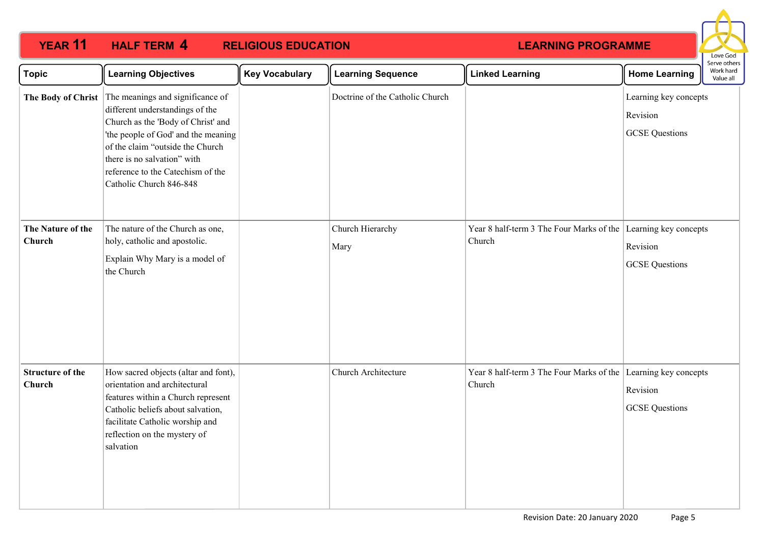# YEAR 11 HALF TERM 4 RELIGIOUS EDUCATION LEARNING PROGRAMME

Love God
Serve others
Work hard
Value all

| Topic | Learning Objectives | Key Vocabulary | Learning Sequence | Linked Learning | Home Learning |
|---|---|---|---|---|---|
| **The Body of Christ** | The meanings and significance of different understandings of the Church as the 'Body of Christ' and 'the people of God' and the meaning of the claim "outside the Church there is no salvation" with reference to the Catechism of the Catholic Church 846-848 | | Doctrine of the Catholic Church | | Learning key concepts<br>Revision<br>GCSE Questions |
| **The Nature of the Church** | The nature of the Church as one, holy, catholic and apostolic.<br>Explain Why Mary is a model of the Church | | Church Hierarchy<br>Mary | Year 8 half-term 3 The Four Marks of the Church | Learning key concepts<br>Revision<br>GCSE Questions |
| **Structure of the Church** | How sacred objects (altar and font), orientation and architectural features within a Church represent Catholic beliefs about salvation, facilitate Catholic worship and reflection on the mystery of salvation | | Church Architecture | Year 8 half-term 3 The Four Marks of the Church | Learning key concepts<br>Revision<br>GCSE Questions |

Revision Date: 20 January 2020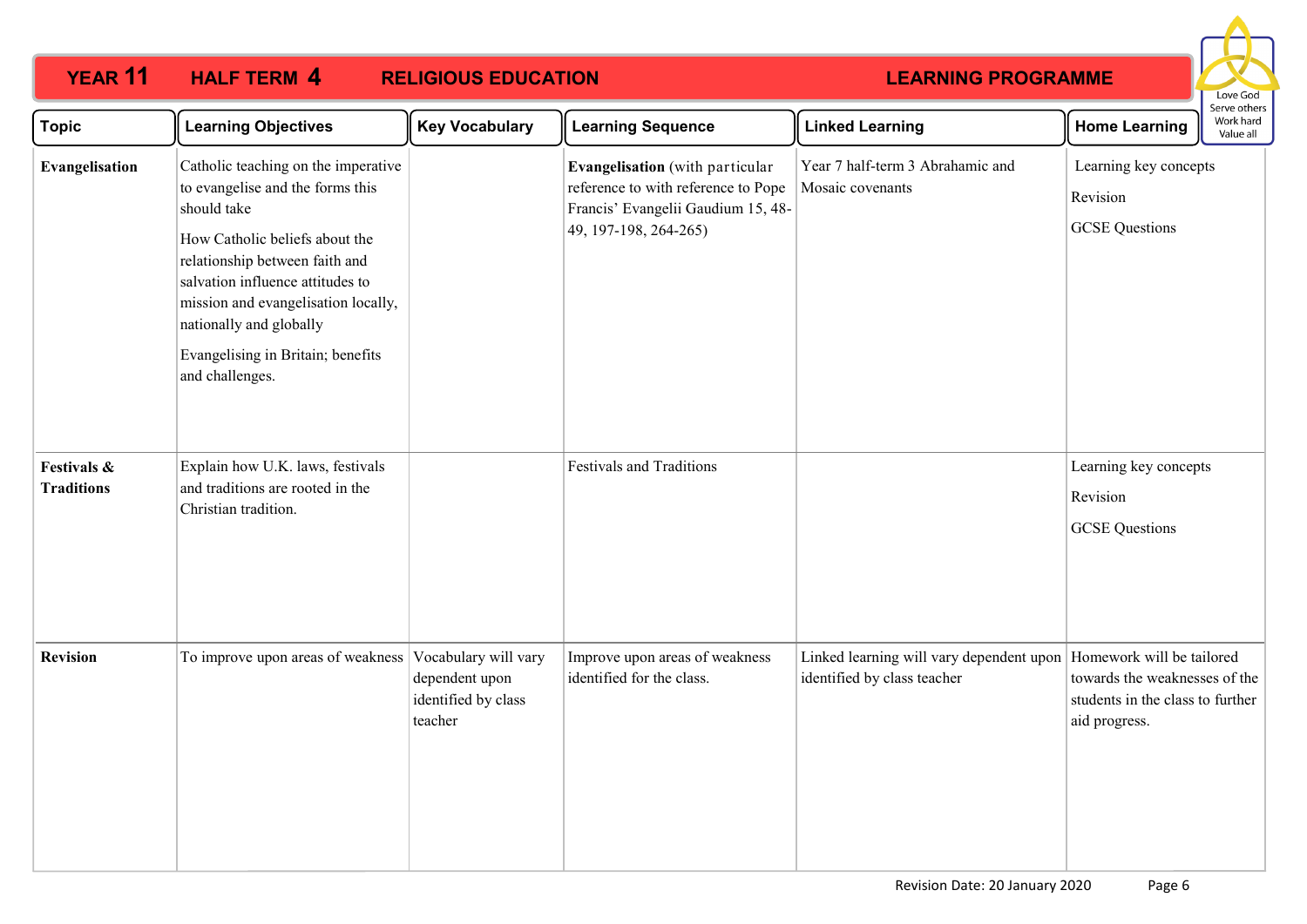# YEAR 11 HALF TERM 4 RELIGIOUS EDUCATION LEARNING PROGRAMME

Love God
Serve others
Work hard
Value all

| Topic | Learning Objectives | Key Vocabulary | Learning Sequence | Linked Learning | Home Learning |
|---|---|---|---|---|---|
| **Evangelisation** | Catholic teaching on the imperative to evangelise and the forms this should take<br><br>How Catholic beliefs about the relationship between faith and salvation influence attitudes to mission and evangelisation locally, nationally and globally<br><br>Evangelising in Britain; benefits and challenges. | | **Evangelisation** (with particular reference to with reference to Pope Francis' Evangelii Gaudium 15, 48-49, 197-198, 264-265) | Year 7 half-term 3 Abrahamic and Mosaic covenants | Learning key concepts<br><br>Revision<br><br>GCSE Questions |
| **Festivals & Traditions** | Explain how U.K. laws, festivals and traditions are rooted in the Christian tradition. | | Festivals and Traditions | | Learning key concepts<br><br>Revision<br><br>GCSE Questions |
| **Revision** | To improve upon areas of weakness | Vocabulary will vary dependent upon identified by class teacher | Improve upon areas of weakness identified for the class. | Linked learning will vary dependent upon identified by class teacher | Homework will be tailored towards the weaknesses of the students in the class to further aid progress. |

Revision Date: 20 January 2020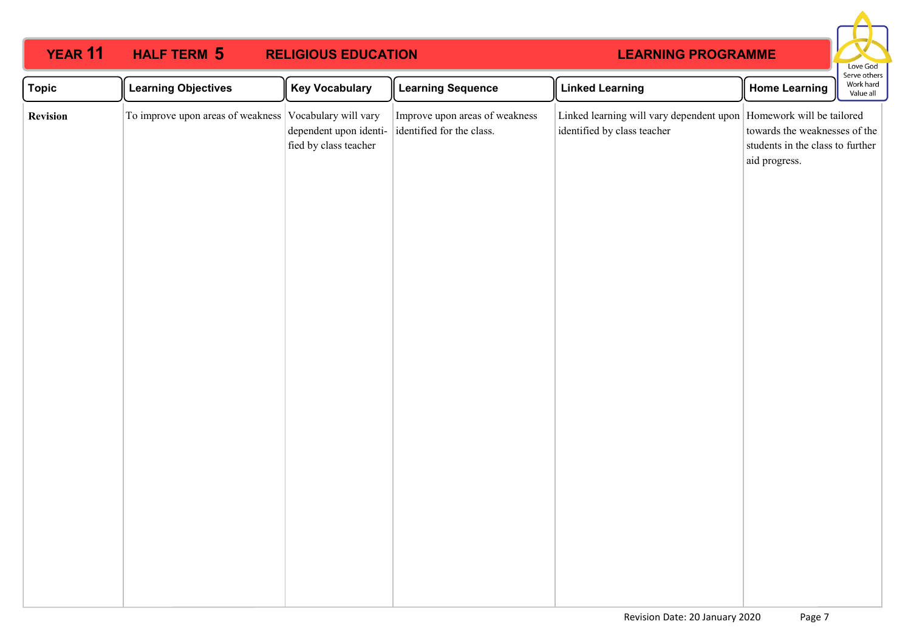# YEAR 11 HALF TERM 5 RELIGIOUS EDUCATION LEARNING PROGRAMME

Love God
Serve others
Work hard
Value all

| Topic | Learning Objectives | Key Vocabulary | Learning Sequence | Linked Learning | Home Learning |
|---|---|---|---|---|---|
| **Revision** | To improve upon areas of weakness | Vocabulary will vary dependent upon identified by class teacher | Improve upon areas of weakness identified for the class. | Linked learning will vary dependent upon identified by class teacher | Homework will be tailored towards the weaknesses of the students in the class to further aid progress. |

Revision Date: 20 January 2020